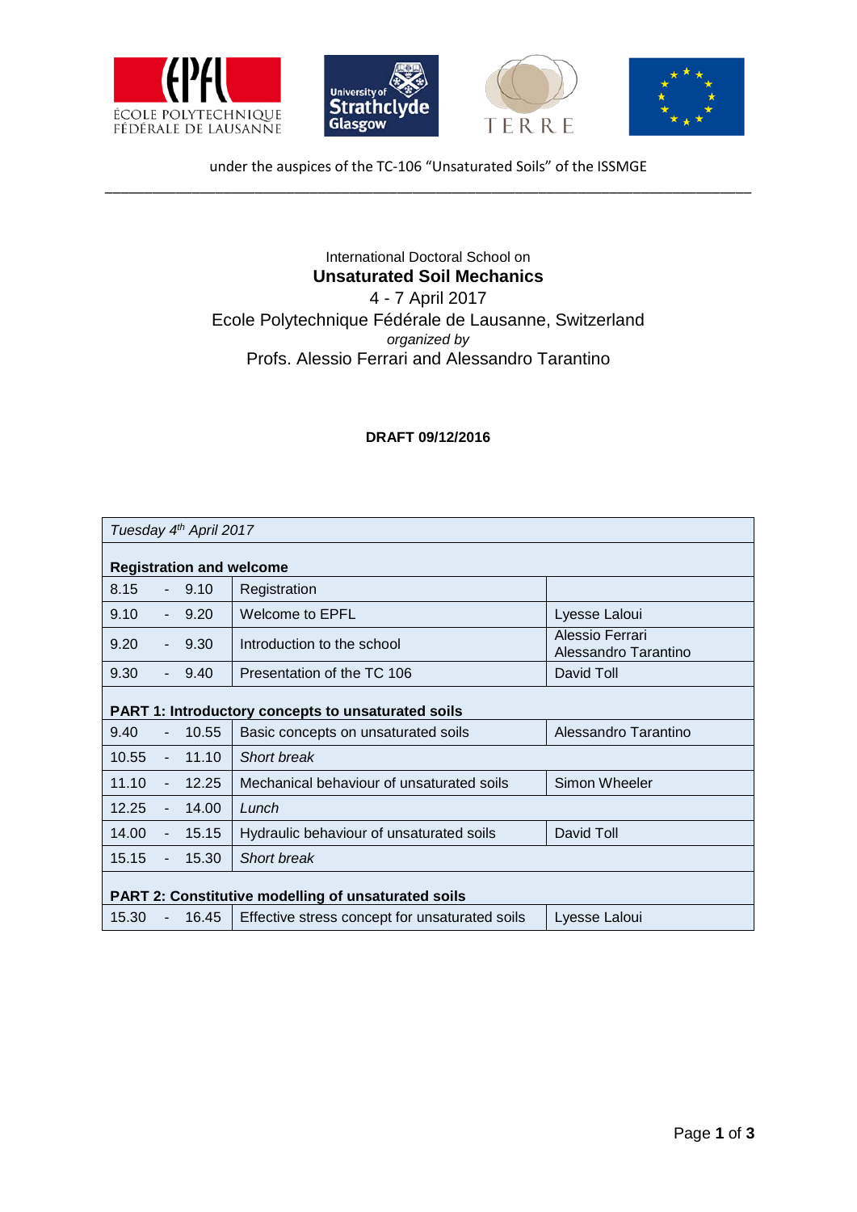under the auspices of the TC-106 “Unsaturated Soils” of the ISSMGE

International Doctoral School on

# Unsaturated Soil Mechanics

4 - 7 April 2017

Ecole Polytechnique Fédérale de Lausanne, Switzerland

*organized by*

Profs. Alessio Ferrari and Alessandro Tarantino

**DRAFT 09/12/2016**

| *Tuesday 4th April 2017* | | |
|---|---|---|
| **Registration and welcome** | | |
| 8.15 - 9.10 | Registration | |
| 9.10 - 9.20 | Welcome to EPFL | Lyesse Laloui |
| 9.20 - 9.30 | Introduction to the school | Alessio Ferrari<br>Alessandro Tarantino |
| 9.30 - 9.40 | Presentation of the TC 106 | David Toll |
| **PART 1: Introductory concepts to unsaturated soils** | | |
| 9.40 - 10.55 | Basic concepts on unsaturated soils | Alessandro Tarantino |
| 10.55 - 11.10 | *Short break* | |
| 11.10 - 12.25 | Mechanical behaviour of unsaturated soils | Simon Wheeler |
| 12.25 - 14.00 | *Lunch* | |
| 14.00 - 15.15 | Hydraulic behaviour of unsaturated soils | David Toll |
| 15.15 - 15.30 | *Short break* | |
| **PART 2: Constitutive modelling of unsaturated soils** | | |
| 15.30 - 16.45 | Effective stress concept for unsaturated soils | Lyesse Laloui |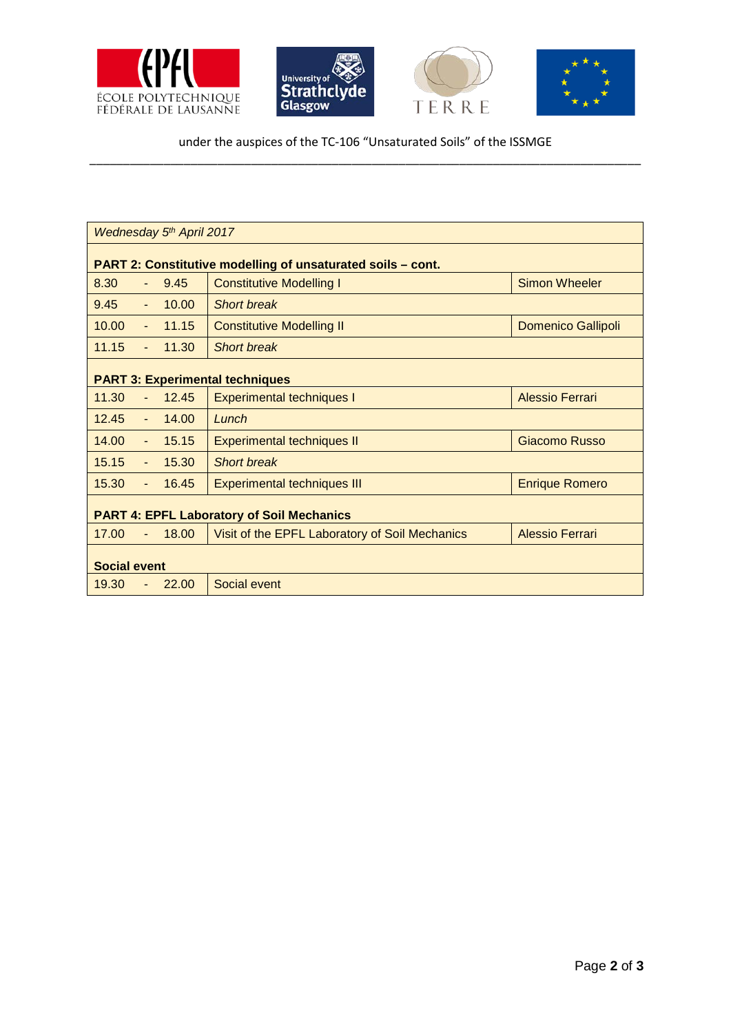under the auspices of the TC-106 "Unsaturated Soils" of the ISSMGE

| *Wednesday 5th April 2017* | | |
|---|---|---|
| **PART 2: Constitutive modelling of unsaturated soils – cont.** | | |
| 8.30 - 9.45 | Constitutive Modelling I | Simon Wheeler |
| 9.45 - 10.00 | *Short break* | |
| 10.00 - 11.15 | Constitutive Modelling II | Domenico Gallipoli |
| 11.15 - 11.30 | *Short break* | |
| **PART 3: Experimental techniques** | | |
| 11.30 - 12.45 | Experimental techniques I | Alessio Ferrari |
| 12.45 - 14.00 | *Lunch* | |
| 14.00 - 15.15 | Experimental techniques II | Giacomo Russo |
| 15.15 - 15.30 | *Short break* | |
| 15.30 - 16.45 | Experimental techniques III | Enrique Romero |
| **PART 4: EPFL Laboratory of Soil Mechanics** | | |
| 17.00 - 18.00 | Visit of the EPFL Laboratory of Soil Mechanics | Alessio Ferrari |
| **Social event** | | |
| 19.30 - 22.00 | Social event | |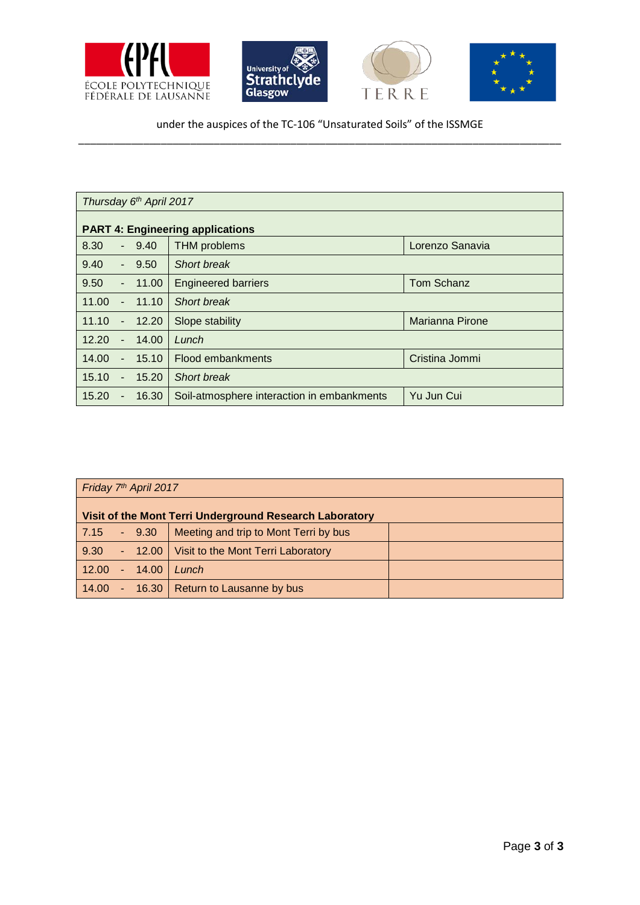under the auspices of the TC-106 "Unsaturated Soils" of the ISSMGE

| | | | | |
|---|---|---|---|---|
| *Thursday 6th April 2017* | | | | |
| **PART 4: Engineering applications** | | | | |
| 8.30 | - | 9.40 | THM problems | Lorenzo Sanavia |
| 9.40 | - | 9.50 | *Short break* | |
| 9.50 | - | 11.00 | Engineered barriers | Tom Schanz |
| 11.00 | - | 11.10 | *Short break* | |
| 11.10 | - | 12.20 | Slope stability | Marianna Pirone |
| 12.20 | - | 14.00 | *Lunch* | |
| 14.00 | - | 15.10 | Flood embankments | Cristina Jommi |
| 15.10 | - | 15.20 | *Short break* | |
| 15.20 | - | 16.30 | Soil-atmosphere interaction in embankments | Yu Jun Cui |

| | | | | |
|---|---|---|---|---|
| *Friday 7th April 2017* | | | | |
| **Visit of the Mont Terri Underground Research Laboratory** | | | | |
| 7.15 | - | 9.30 | Meeting and trip to Mont Terri by bus | |
| 9.30 | - | 12.00 | Visit to the Mont Terri Laboratory | |
| 12.00 | - | 14.00 | *Lunch* | |
| 14.00 | - | 16.30 | Return to Lausanne by bus | |